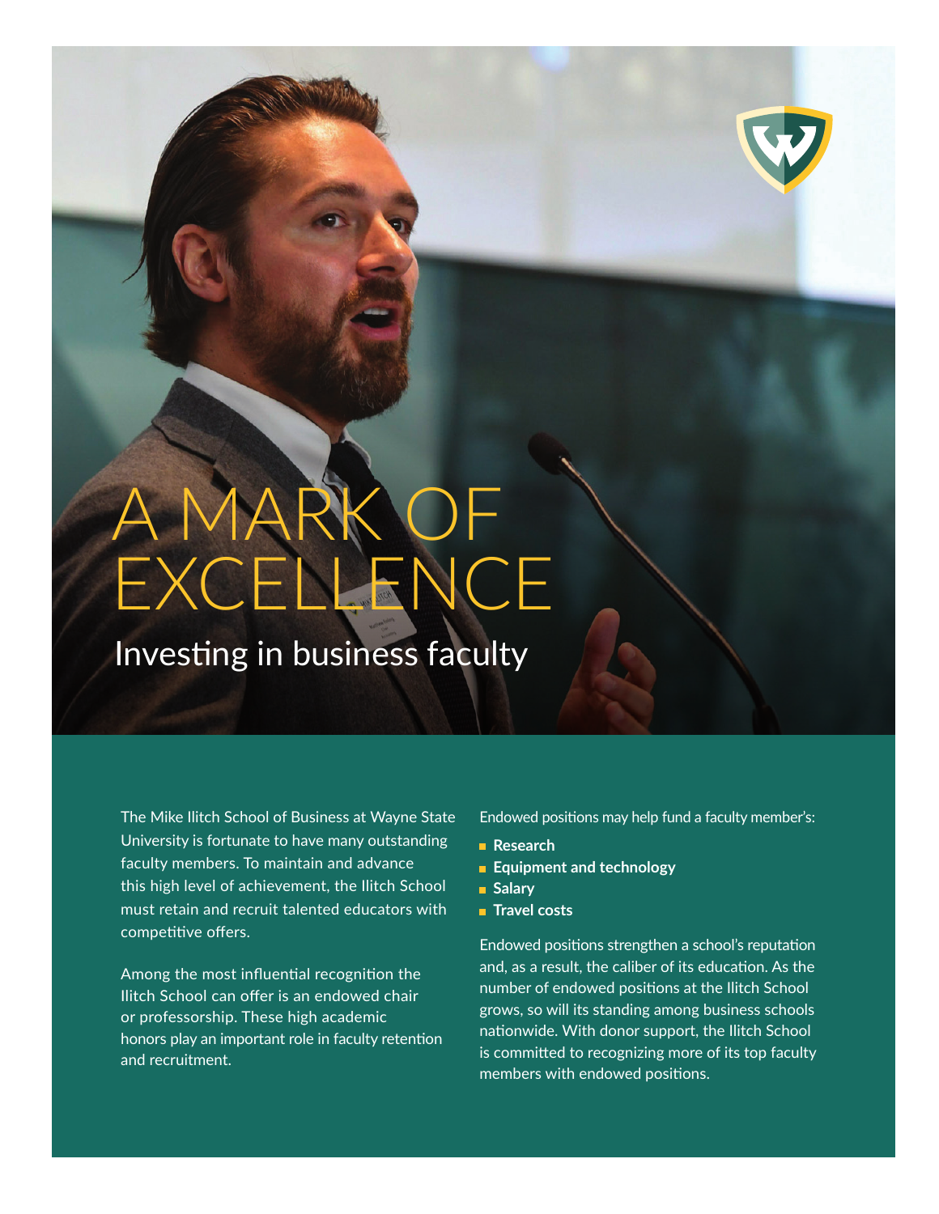# A MARK OF EXCELLENCE

## Investing in business faculty

The Mike Ilitch School of Business at Wayne State University is fortunate to have many outstanding faculty members. To maintain and advance this high level of achievement, the Ilitch School must retain and recruit talented educators with competitive offers.

Among the most influential recognition the Ilitch School can offer is an endowed chair or professorship. These high academic honors play an important role in faculty retention and recruitment.

Endowed positions may help fund a faculty member's:

- **Research**
- **Equipment and technology**
- **Salary**
- **Travel costs**

Endowed positions strengthen a school's reputation and, as a result, the caliber of its education. As the number of endowed positions at the Ilitch School grows, so will its standing among business schools nationwide. With donor support, the Ilitch School is committed to recognizing more of its top faculty members with endowed positions.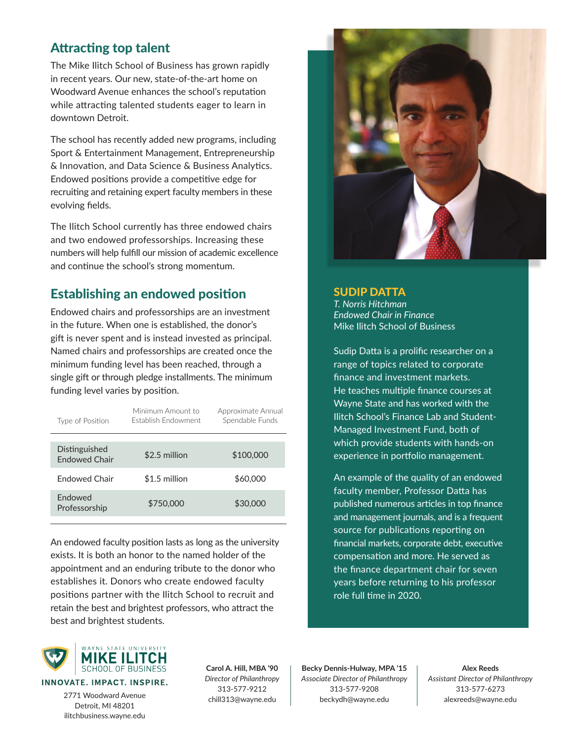## Attracting top talent

The Mike Ilitch School of Business has grown rapidly in recent years. Our new, state-of-the-art home on Woodward Avenue enhances the school's reputation while attracting talented students eager to learn in downtown Detroit.

The school has recently added new programs, including Sport & Entertainment Management, Entrepreneurship & Innovation, and Data Science & Business Analytics. Endowed positions provide a competitive edge for recruiting and retaining expert faculty members in these evolving fields.

The Ilitch School currently has three endowed chairs and two endowed professorships. Increasing these numbers will help fulfill our mission of academic excellence and continue the school's strong momentum.

## Establishing an endowed position

Endowed chairs and professorships are an investment in the future. When one is established, the donor's gift is never spent and is instead invested as principal. Named chairs and professorships are created once the minimum funding level has been reached, through a single gift or through pledge installments. The minimum funding level varies by position.

| Type of Position | Minimum Amount to Establish Endowment | Approximate Annual Spendable Funds |
|---|---|---|
| Distinguished Endowed Chair | $2.5 million | $100,000 |
| Endowed Chair | $1.5 million | $60,000 |
| Endowed Professorship | $750,000 | $30,000 |

An endowed faculty position lasts as long as the university exists. It is both an honor to the named holder of the appointment and an enduring tribute to the donor who establishes it. Donors who create endowed faculty positions partner with the Ilitch School to recruit and retain the best and brightest professors, who attract the best and brightest students.

### SUDIP DATTA

*T. Norris Hitchman Endowed Chair in Finance*
Mike Ilitch School of Business

Sudip Datta is a prolific researcher on a range of topics related to corporate finance and investment markets. He teaches multiple finance courses at Wayne State and has worked with the Ilitch School's Finance Lab and Student-Managed Investment Fund, both of which provide students with hands-on experience in portfolio management.

An example of the quality of an endowed faculty member, Professor Datta has published numerous articles in top finance and management journals, and is a frequent source for publications reporting on financial markets, corporate debt, executive compensation and more. He served as the finance department chair for seven years before returning to his professor role full time in 2020.

WAYNE STATE UNIVERSITY
**MIKE ILITCH** SCHOOL OF BUSINESS
**INNOVATE. IMPACT. INSPIRE.**

2771 Woodward Avenue
Detroit, MI 48201
ilitchbusiness.wayne.edu

**Carol A. Hill, MBA '90**
*Director of Philanthropy*
313-577-9212
chill313@wayne.edu

**Becky Dennis-Hulway, MPA '15**
*Associate Director of Philanthropy*
313-577-9208
beckydh@wayne.edu

**Alex Reeds**
*Assistant Director of Philanthropy*
313-577-6273
alexreeds@wayne.edu